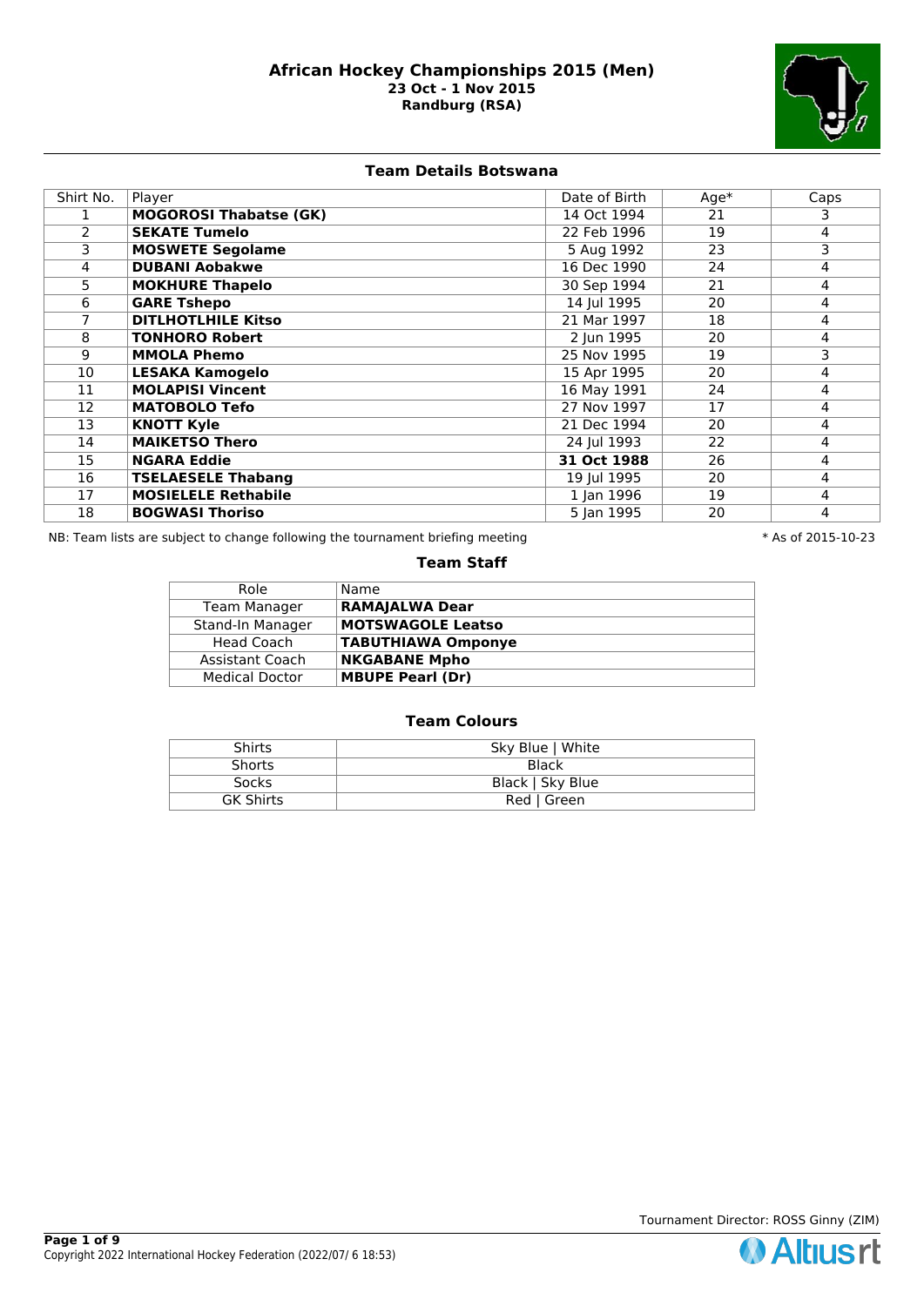# African Hockey Championships 2015 (Men)

**23 Oct - 1 Nov 2015**

**Randburg (RSA)**

## Team Details Botswana

| Shirt No. | Player | Date of Birth | Age* | Caps |
|---|---|---|---|---|
| 1 | **MOGOROSI Thabatse (GK)** | 14 Oct 1994 | 21 | 3 |
| 2 | **SEKATE Tumelo** | 22 Feb 1996 | 19 | 4 |
| 3 | **MOSWETE Segolame** | 5 Aug 1992 | 23 | 3 |
| 4 | **DUBANI Aobakwe** | 16 Dec 1990 | 24 | 4 |
| 5 | **MOKHURE Thapelo** | 30 Sep 1994 | 21 | 4 |
| 6 | **GARE Tshepo** | 14 Jul 1995 | 20 | 4 |
| 7 | **DITLHOTLHILE Kitso** | 21 Mar 1997 | 18 | 4 |
| 8 | **TONHORO Robert** | 2 Jun 1995 | 20 | 4 |
| 9 | **MMOLA Phemo** | 25 Nov 1995 | 19 | 3 |
| 10 | **LESAKA Kamogelo** | 15 Apr 1995 | 20 | 4 |
| 11 | **MOLAPISI Vincent** | 16 May 1991 | 24 | 4 |
| 12 | **MATOBOLO Tefo** | 27 Nov 1997 | 17 | 4 |
| 13 | **KNOTT Kyle** | 21 Dec 1994 | 20 | 4 |
| 14 | **MAIKETSO Thero** | 24 Jul 1993 | 22 | 4 |
| 15 | **NGARA Eddie** | **31 Oct 1988** | 26 | 4 |
| 16 | **TSELAESELE Thabang** | 19 Jul 1995 | 20 | 4 |
| 17 | **MOSIELELE Rethabile** | 1 Jan 1996 | 19 | 4 |
| 18 | **BOGWASI Thoriso** | 5 Jan 1995 | 20 | 4 |

NB: Team lists are subject to change following the tournament briefing meeting

\* As of 2015-10-23

### Team Staff

| Role | Name |
|---|---|
| Team Manager | **RAMAJALWA Dear** |
| Stand-In Manager | **MOTSWAGOLE Leatso** |
| Head Coach | **TABUTHIAWA Omponye** |
| Assistant Coach | **NKGABANE Mpho** |
| Medical Doctor | **MBUPE Pearl (Dr)** |

### Team Colours

| | |
|---|---|
| Shirts | Sky Blue \| White |
| Shorts | Black |
| Socks | Black \| Sky Blue |
| GK Shirts | Red \| Green |

Tournament Director: ROSS Ginny (ZIM)

Copyright 2022 International Hockey Federation (2022/07/ 6 18:53)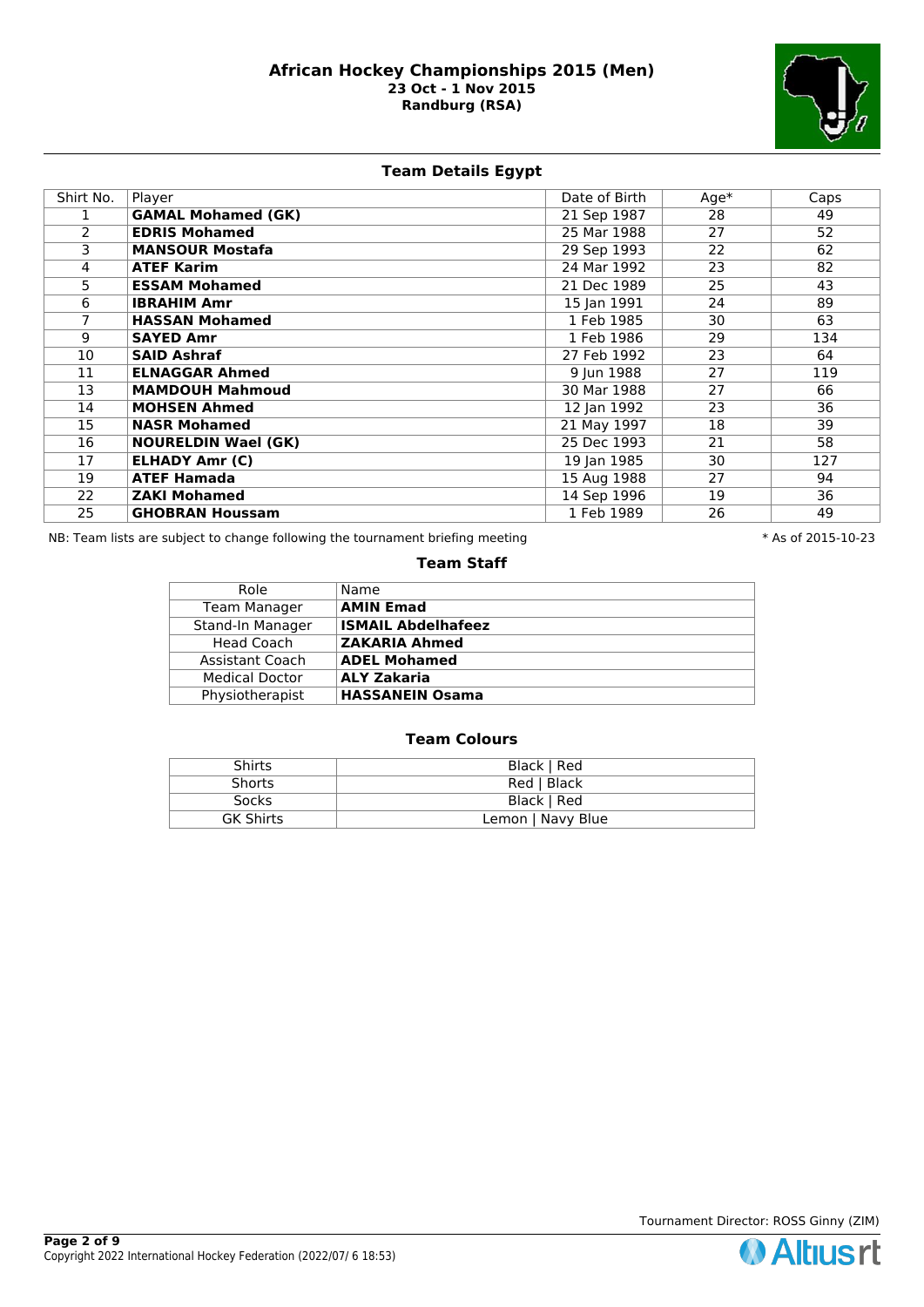# African Hockey Championships 2015 (Men)

**23 Oct - 1 Nov 2015**
**Randburg (RSA)**

## Team Details Egypt

| Shirt No. | Player | Date of Birth | Age* | Caps |
|---|---|---|---|---|
| 1 | **GAMAL Mohamed (GK)** | 21 Sep 1987 | 28 | 49 |
| 2 | **EDRIS Mohamed** | 25 Mar 1988 | 27 | 52 |
| 3 | **MANSOUR Mostafa** | 29 Sep 1993 | 22 | 62 |
| 4 | **ATEF Karim** | 24 Mar 1992 | 23 | 82 |
| 5 | **ESSAM Mohamed** | 21 Dec 1989 | 25 | 43 |
| 6 | **IBRAHIM Amr** | 15 Jan 1991 | 24 | 89 |
| 7 | **HASSAN Mohamed** | 1 Feb 1985 | 30 | 63 |
| 9 | **SAYED Amr** | 1 Feb 1986 | 29 | 134 |
| 10 | **SAID Ashraf** | 27 Feb 1992 | 23 | 64 |
| 11 | **ELNAGGAR Ahmed** | 9 Jun 1988 | 27 | 119 |
| 13 | **MAMDOUH Mahmoud** | 30 Mar 1988 | 27 | 66 |
| 14 | **MOHSEN Ahmed** | 12 Jan 1992 | 23 | 36 |
| 15 | **NASR Mohamed** | 21 May 1997 | 18 | 39 |
| 16 | **NOURELDIN Wael (GK)** | 25 Dec 1993 | 21 | 58 |
| 17 | **ELHADY Amr (C)** | 19 Jan 1985 | 30 | 127 |
| 19 | **ATEF Hamada** | 15 Aug 1988 | 27 | 94 |
| 22 | **ZAKI Mohamed** | 14 Sep 1996 | 19 | 36 |
| 25 | **GHOBRAN Houssam** | 1 Feb 1989 | 26 | 49 |

NB: Team lists are subject to change following the tournament briefing meeting

* As of 2015-10-23

### Team Staff

| Role | Name |
|---|---|
| Team Manager | **AMIN Emad** |
| Stand-In Manager | **ISMAIL Abdelhafeez** |
| Head Coach | **ZAKARIA Ahmed** |
| Assistant Coach | **ADEL Mohamed** |
| Medical Doctor | **ALY Zakaria** |
| Physiotherapist | **HASSANEIN Osama** |

### Team Colours

| | |
|---|---|
| Shirts | Black \| Red |
| Shorts | Red \| Black |
| Socks | Black \| Red |
| GK Shirts | Lemon \| Navy Blue |

Tournament Director: ROSS Ginny (ZIM)

Copyright 2022 International Hockey Federation (2022/07/ 6 18:53)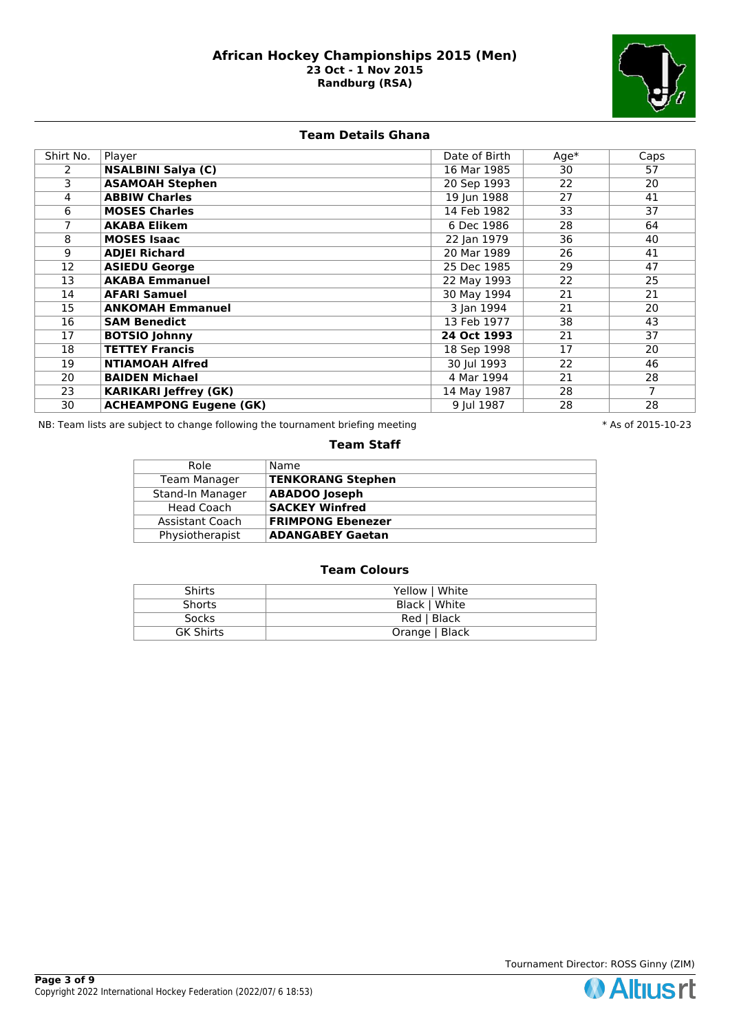# African Hockey Championships 2015 (Men)

**23 Oct - 1 Nov 2015**
**Randburg (RSA)**

## Team Details Ghana

| Shirt No. | Player | Date of Birth | Age* | Caps |
|---|---|---|---|---|
| 2 | **NSALBINI Salya (C)** | 16 Mar 1985 | 30 | 57 |
| 3 | **ASAMOAH Stephen** | 20 Sep 1993 | 22 | 20 |
| 4 | **ABBIW Charles** | 19 Jun 1988 | 27 | 41 |
| 6 | **MOSES Charles** | 14 Feb 1982 | 33 | 37 |
| 7 | **AKABA Elikem** | 6 Dec 1986 | 28 | 64 |
| 8 | **MOSES Isaac** | 22 Jan 1979 | 36 | 40 |
| 9 | **ADJEI Richard** | 20 Mar 1989 | 26 | 41 |
| 12 | **ASIEDU George** | 25 Dec 1985 | 29 | 47 |
| 13 | **AKABA Emmanuel** | 22 May 1993 | 22 | 25 |
| 14 | **AFARI Samuel** | 30 May 1994 | 21 | 21 |
| 15 | **ANKOMAH Emmanuel** | 3 Jan 1994 | 21 | 20 |
| 16 | **SAM Benedict** | 13 Feb 1977 | 38 | 43 |
| 17 | **BOTSIO Johnny** | **24 Oct 1993** | 21 | 37 |
| 18 | **TETTEY Francis** | 18 Sep 1998 | 17 | 20 |
| 19 | **NTIAMOAH Alfred** | 30 Jul 1993 | 22 | 46 |
| 20 | **BAIDEN Michael** | 4 Mar 1994 | 21 | 28 |
| 23 | **KARIKARI Jeffrey (GK)** | 14 May 1987 | 28 | 7 |
| 30 | **ACHEAMPONG Eugene (GK)** | 9 Jul 1987 | 28 | 28 |

NB: Team lists are subject to change following the tournament briefing meeting

* As of 2015-10-23

## Team Staff

| Role | Name |
|---|---|
| Team Manager | **TENKORANG Stephen** |
| Stand-In Manager | **ABADOO Joseph** |
| Head Coach | **SACKEY Winfred** |
| Assistant Coach | **FRIMPONG Ebenezer** |
| Physiotherapist | **ADANGABEY Gaetan** |

## Team Colours

| | |
|---|---|
| Shirts | Yellow \| White |
| Shorts | Black \| White |
| Socks | Red \| Black |
| GK Shirts | Orange \| Black |

Tournament Director: ROSS Ginny (ZIM)

Copyright 2022 International Hockey Federation (2022/07/ 6 18:53)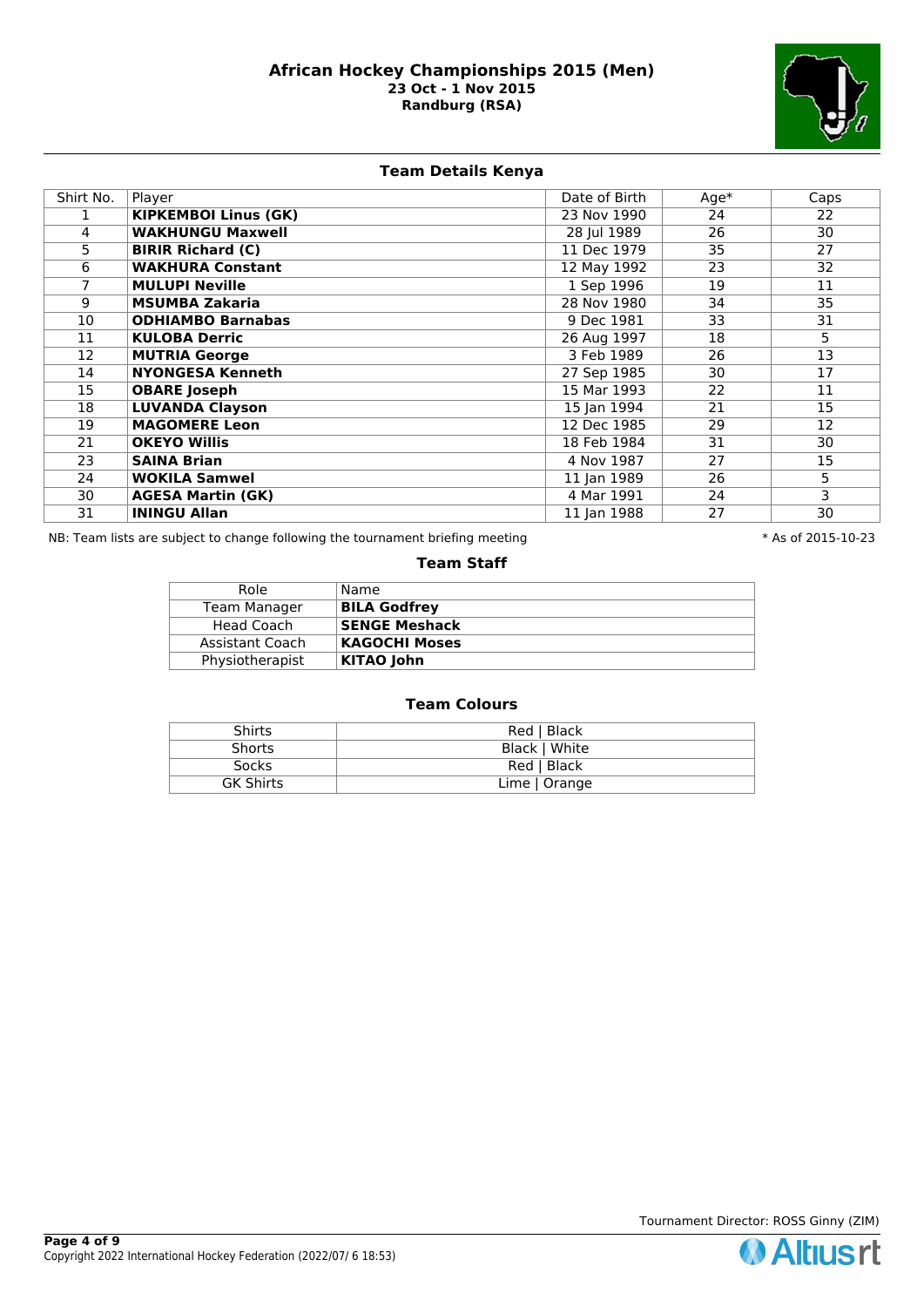# African Hockey Championships 2015 (Men)

**23 Oct - 1 Nov 2015**
**Randburg (RSA)**

## Team Details Kenya

| Shirt No. | Player | Date of Birth | Age* | Caps |
|---|---|---|---|---|
| 1 | **KIPKEMBOI Linus (GK)** | 23 Nov 1990 | 24 | 22 |
| 4 | **WAKHUNGU Maxwell** | 28 Jul 1989 | 26 | 30 |
| 5 | **BIRIR Richard (C)** | 11 Dec 1979 | 35 | 27 |
| 6 | **WAKHURA Constant** | 12 May 1992 | 23 | 32 |
| 7 | **MULUPI Neville** | 1 Sep 1996 | 19 | 11 |
| 9 | **MSUMBA Zakaria** | 28 Nov 1980 | 34 | 35 |
| 10 | **ODHIAMBO Barnabas** | 9 Dec 1981 | 33 | 31 |
| 11 | **KULOBA Derric** | 26 Aug 1997 | 18 | 5 |
| 12 | **MUTRIA George** | 3 Feb 1989 | 26 | 13 |
| 14 | **NYONGESA Kenneth** | 27 Sep 1985 | 30 | 17 |
| 15 | **OBARE Joseph** | 15 Mar 1993 | 22 | 11 |
| 18 | **LUVANDA Clayson** | 15 Jan 1994 | 21 | 15 |
| 19 | **MAGOMERE Leon** | 12 Dec 1985 | 29 | 12 |
| 21 | **OKEYO Willis** | 18 Feb 1984 | 31 | 30 |
| 23 | **SAINA Brian** | 4 Nov 1987 | 27 | 15 |
| 24 | **WOKILA Samwel** | 11 Jan 1989 | 26 | 5 |
| 30 | **AGESA Martin (GK)** | 4 Mar 1991 | 24 | 3 |
| 31 | **ININGU Allan** | 11 Jan 1988 | 27 | 30 |

NB: Team lists are subject to change following the tournament briefing meeting

* As of 2015-10-23

## Team Staff

| Role | Name |
|---|---|
| Team Manager | **BILA Godfrey** |
| Head Coach | **SENGE Meshack** |
| Assistant Coach | **KAGOCHI Moses** |
| Physiotherapist | **KITAO John** |

## Team Colours

| | |
|---|---|
| Shirts | Red \| Black |
| Shorts | Black \| White |
| Socks | Red \| Black |
| GK Shirts | Lime \| Orange |

Tournament Director: ROSS Ginny (ZIM)

Copyright 2022 International Hockey Federation (2022/07/ 6 18:53)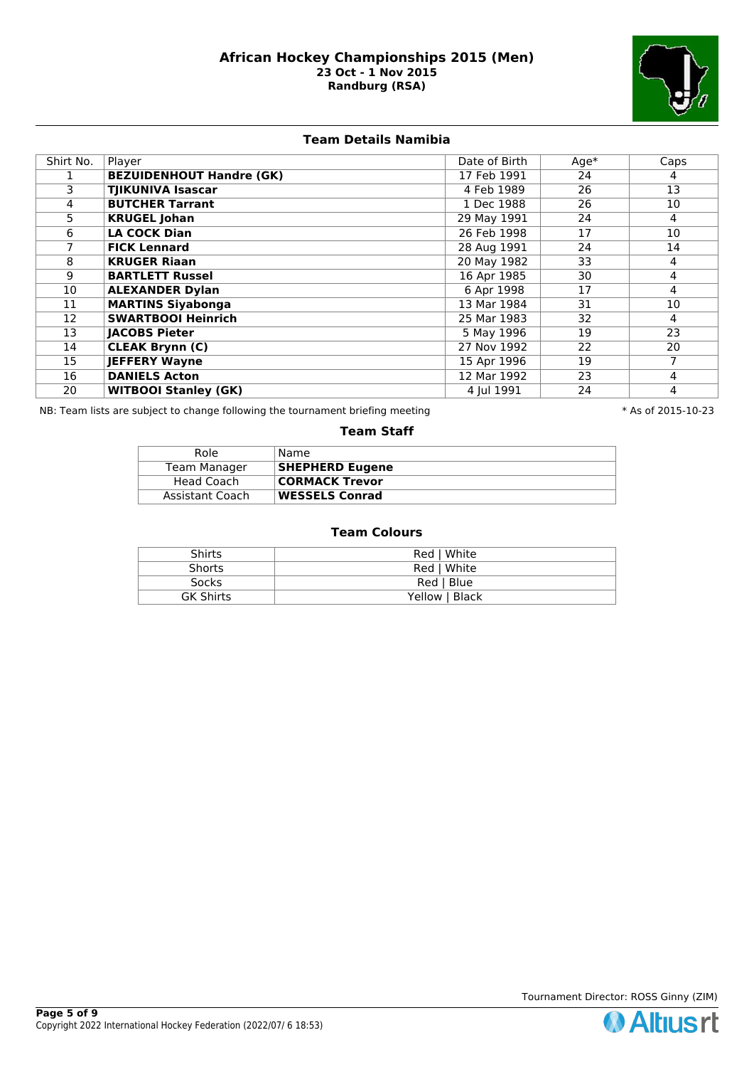# African Hockey Championships 2015 (Men)

**23 Oct - 1 Nov 2015**
**Randburg (RSA)**

## Team Details Namibia

| Shirt No. | Player | Date of Birth | Age* | Caps |
|---|---|---|---|---|
| 1 | **BEZUIDENHOUT Handre (GK)** | 17 Feb 1991 | 24 | 4 |
| 3 | **TJIKUNIVA Isascar** | 4 Feb 1989 | 26 | 13 |
| 4 | **BUTCHER Tarrant** | 1 Dec 1988 | 26 | 10 |
| 5 | **KRUGEL Johan** | 29 May 1991 | 24 | 4 |
| 6 | **LA COCK Dian** | 26 Feb 1998 | 17 | 10 |
| 7 | **FICK Lennard** | 28 Aug 1991 | 24 | 14 |
| 8 | **KRUGER Riaan** | 20 May 1982 | 33 | 4 |
| 9 | **BARTLETT Russel** | 16 Apr 1985 | 30 | 4 |
| 10 | **ALEXANDER Dylan** | 6 Apr 1998 | 17 | 4 |
| 11 | **MARTINS Siyabonga** | 13 Mar 1984 | 31 | 10 |
| 12 | **SWARTBOOI Heinrich** | 25 Mar 1983 | 32 | 4 |
| 13 | **JACOBS Pieter** | 5 May 1996 | 19 | 23 |
| 14 | **CLEAK Brynn (C)** | 27 Nov 1992 | 22 | 20 |
| 15 | **JEFFERY Wayne** | 15 Apr 1996 | 19 | 7 |
| 16 | **DANIELS Acton** | 12 Mar 1992 | 23 | 4 |
| 20 | **WITBOOI Stanley (GK)** | 4 Jul 1991 | 24 | 4 |

NB: Team lists are subject to change following the tournament briefing meeting

* As of 2015-10-23

## Team Staff

| Role | Name |
|---|---|
| Team Manager | **SHEPHERD Eugene** |
| Head Coach | **CORMACK Trevor** |
| Assistant Coach | **WESSELS Conrad** |

## Team Colours

| | |
|---|---|
| Shirts | Red \| White |
| Shorts | Red \| White |
| Socks | Red \| Blue |
| GK Shirts | Yellow \| Black |

Tournament Director: ROSS Ginny (ZIM)

Copyright 2022 International Hockey Federation (2022/07/ 6 18:53)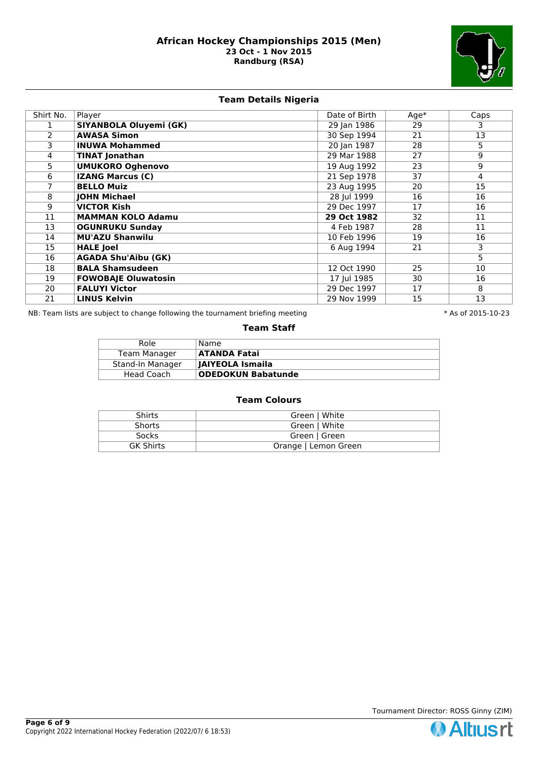# African Hockey Championships 2015 (Men)

**23 Oct - 1 Nov 2015**
**Randburg (RSA)**

## Team Details Nigeria

| Shirt No. | Player | Date of Birth | Age* | Caps |
|---|---|---|---|---|
| 1 | **SIYANBOLA Oluyemi (GK)** | 29 Jan 1986 | 29 | 3 |
| 2 | **AWASA Simon** | 30 Sep 1994 | 21 | 13 |
| 3 | **INUWA Mohammed** | 20 Jan 1987 | 28 | 5 |
| 4 | **TINAT Jonathan** | 29 Mar 1988 | 27 | 9 |
| 5 | **UMUKORO Oghenovo** | 19 Aug 1992 | 23 | 9 |
| 6 | **IZANG Marcus (C)** | 21 Sep 1978 | 37 | 4 |
| 7 | **BELLO Muiz** | 23 Aug 1995 | 20 | 15 |
| 8 | **JOHN Michael** | 28 Jul 1999 | 16 | 16 |
| 9 | **VICTOR Kish** | 29 Dec 1997 | 17 | 16 |
| 11 | **MAMMAN KOLO Adamu** | **29 Oct 1982** | 32 | 11 |
| 13 | **OGUNRUKU Sunday** | 4 Feb 1987 | 28 | 11 |
| 14 | **MU'AZU Shanwilu** | 10 Feb 1996 | 19 | 16 |
| 15 | **HALE Joel** | 6 Aug 1994 | 21 | 3 |
| 16 | **AGADA Shu'Aibu (GK)** | | | 5 |
| 18 | **BALA Shamsudeen** | 12 Oct 1990 | 25 | 10 |
| 19 | **FOWOBAJE Oluwatosin** | 17 Jul 1985 | 30 | 16 |
| 20 | **FALUYI Victor** | 29 Dec 1997 | 17 | 8 |
| 21 | **LINUS Kelvin** | 29 Nov 1999 | 15 | 13 |

NB: Team lists are subject to change following the tournament briefing meeting

* As of 2015-10-23

## Team Staff

| Role | Name |
|---|---|
| Team Manager | **ATANDA Fatai** |
| Stand-In Manager | **JAIYEOLA Ismaila** |
| Head Coach | **ODEDOKUN Babatunde** |

## Team Colours

| | |
|---|---|
| Shirts | Green \| White |
| Shorts | Green \| White |
| Socks | Green \| Green |
| GK Shirts | Orange \| Lemon Green |

Tournament Director: ROSS Ginny (ZIM)

Copyright 2022 International Hockey Federation (2022/07/ 6 18:53)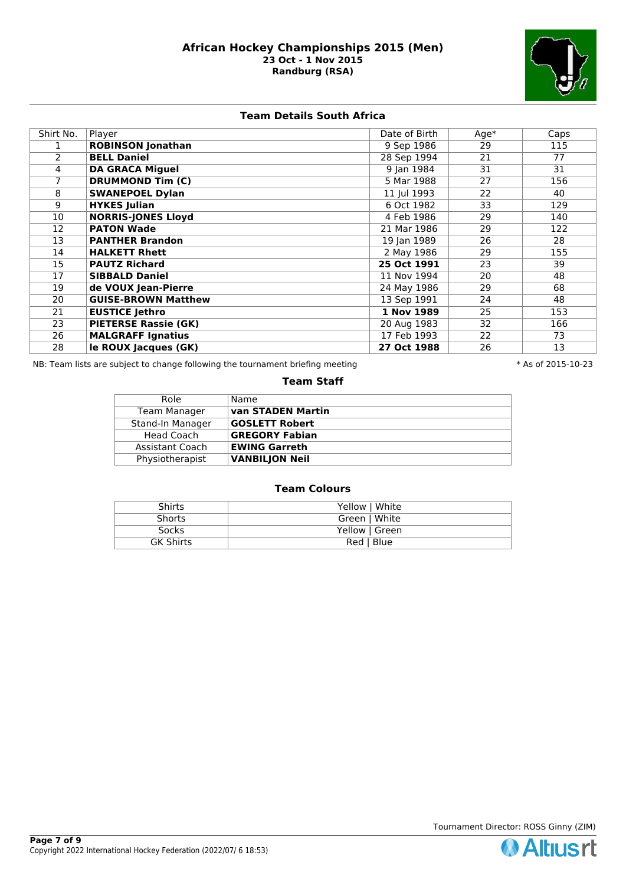# African Hockey Championships 2015 (Men)
**23 Oct - 1 Nov 2015**
**Randburg (RSA)**

## Team Details South Africa

| Shirt No. | Player | Date of Birth | Age* | Caps |
|---|---|---|---|---|
| 1 | **ROBINSON Jonathan** | 9 Sep 1986 | 29 | 115 |
| 2 | **BELL Daniel** | 28 Sep 1994 | 21 | 77 |
| 4 | **DA GRACA Miguel** | 9 Jan 1984 | 31 | 31 |
| 7 | **DRUMMOND Tim (C)** | 5 Mar 1988 | 27 | 156 |
| 8 | **SWANEPOEL Dylan** | 11 Jul 1993 | 22 | 40 |
| 9 | **HYKES Julian** | 6 Oct 1982 | 33 | 129 |
| 10 | **NORRIS-JONES Lloyd** | 4 Feb 1986 | 29 | 140 |
| 12 | **PATON Wade** | 21 Mar 1986 | 29 | 122 |
| 13 | **PANTHER Brandon** | 19 Jan 1989 | 26 | 28 |
| 14 | **HALKETT Rhett** | 2 May 1986 | 29 | 155 |
| 15 | **PAUTZ Richard** | **25 Oct 1991** | 23 | 39 |
| 17 | **SIBBALD Daniel** | 11 Nov 1994 | 20 | 48 |
| 19 | **de VOUX Jean-Pierre** | 24 May 1986 | 29 | 68 |
| 20 | **GUISE-BROWN Matthew** | 13 Sep 1991 | 24 | 48 |
| 21 | **EUSTICE Jethro** | **1 Nov 1989** | 25 | 153 |
| 23 | **PIETERSE Rassie (GK)** | 20 Aug 1983 | 32 | 166 |
| 26 | **MALGRAFF Ignatius** | 17 Feb 1993 | 22 | 73 |
| 28 | **le ROUX Jacques (GK)** | **27 Oct 1988** | 26 | 13 |

NB: Team lists are subject to change following the tournament briefing meeting

* As of 2015-10-23

## Team Staff

| Role | Name |
|---|---|
| Team Manager | **van STADEN Martin** |
| Stand-In Manager | **GOSLETT Robert** |
| Head Coach | **GREGORY Fabian** |
| Assistant Coach | **EWING Garreth** |
| Physiotherapist | **VANBILJON Neil** |

## Team Colours

| | |
|---|---|
| Shirts | Yellow \| White |
| Shorts | Green \| White |
| Socks | Yellow \| Green |
| GK Shirts | Red \| Blue |

Tournament Director: ROSS Ginny (ZIM)

Copyright 2022 International Hockey Federation (2022/07/ 6 18:53)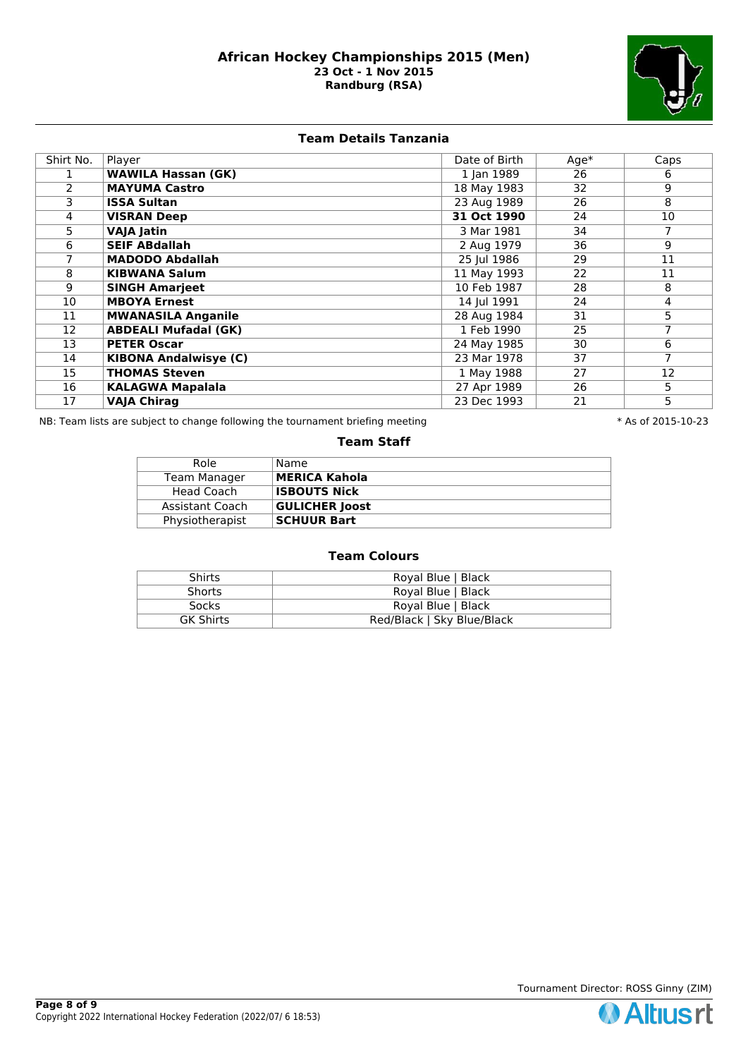# African Hockey Championships 2015 (Men)

**23 Oct - 1 Nov 2015**

**Randburg (RSA)**

## Team Details Tanzania

| Shirt No. | Player | Date of Birth | Age* | Caps |
|---|---|---|---|---|
| 1 | **WAWILA Hassan (GK)** | 1 Jan 1989 | 26 | 6 |
| 2 | **MAYUMA Castro** | 18 May 1983 | 32 | 9 |
| 3 | **ISSA Sultan** | 23 Aug 1989 | 26 | 8 |
| 4 | **VISRAN Deep** | **31 Oct 1990** | 24 | 10 |
| 5 | **VAJA Jatin** | 3 Mar 1981 | 34 | 7 |
| 6 | **SEIF ABdallah** | 2 Aug 1979 | 36 | 9 |
| 7 | **MADODO Abdallah** | 25 Jul 1986 | 29 | 11 |
| 8 | **KIBWANA Salum** | 11 May 1993 | 22 | 11 |
| 9 | **SINGH Amarjeet** | 10 Feb 1987 | 28 | 8 |
| 10 | **MBOYA Ernest** | 14 Jul 1991 | 24 | 4 |
| 11 | **MWANASILA Anganile** | 28 Aug 1984 | 31 | 5 |
| 12 | **ABDEALI Mufadal (GK)** | 1 Feb 1990 | 25 | 7 |
| 13 | **PETER Oscar** | 24 May 1985 | 30 | 6 |
| 14 | **KIBONA Andalwisye (C)** | 23 Mar 1978 | 37 | 7 |
| 15 | **THOMAS Steven** | 1 May 1988 | 27 | 12 |
| 16 | **KALAGWA Mapalala** | 27 Apr 1989 | 26 | 5 |
| 17 | **VAJA Chirag** | 23 Dec 1993 | 21 | 5 |

NB: Team lists are subject to change following the tournament briefing meeting

* As of 2015-10-23

## Team Staff

| Role | Name |
|---|---|
| Team Manager | **MERICA Kahola** |
| Head Coach | **ISBOUTS Nick** |
| Assistant Coach | **GULICHER Joost** |
| Physiotherapist | **SCHUUR Bart** |

## Team Colours

| | |
|---|---|
| Shirts | Royal Blue \| Black |
| Shorts | Royal Blue \| Black |
| Socks | Royal Blue \| Black |
| GK Shirts | Red/Black \| Sky Blue/Black |

Tournament Director: ROSS Ginny (ZIM)

Copyright 2022 International Hockey Federation (2022/07/ 6 18:53)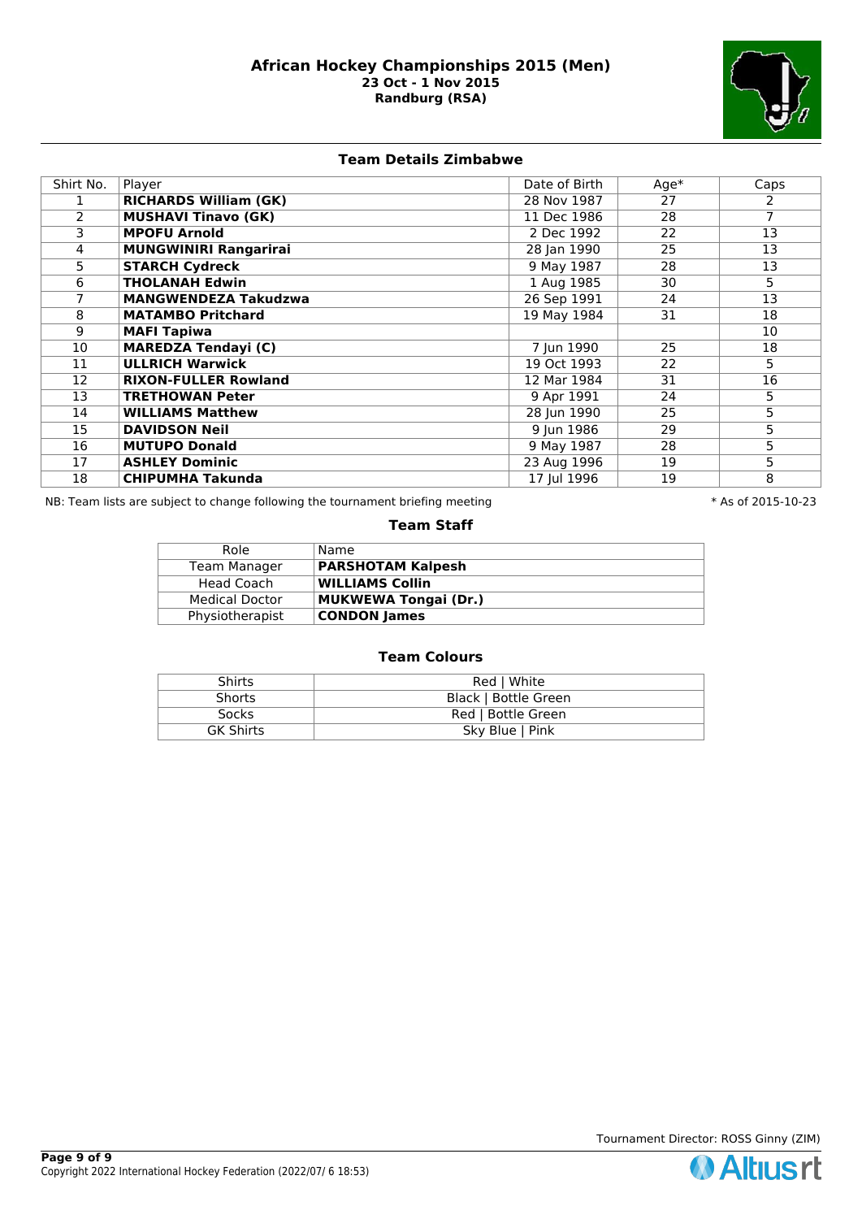# African Hockey Championships 2015 (Men)

**23 Oct - 1 Nov 2015**

**Randburg (RSA)**

## Team Details Zimbabwe

| Shirt No. | Player | Date of Birth | Age* | Caps |
|---|---|---|---|---|
| 1 | **RICHARDS William (GK)** | 28 Nov 1987 | 27 | 2 |
| 2 | **MUSHAVI Tinavo (GK)** | 11 Dec 1986 | 28 | 7 |
| 3 | **MPOFU Arnold** | 2 Dec 1992 | 22 | 13 |
| 4 | **MUNGWINIRI Rangarirai** | 28 Jan 1990 | 25 | 13 |
| 5 | **STARCH Cydreck** | 9 May 1987 | 28 | 13 |
| 6 | **THOLANAH Edwin** | 1 Aug 1985 | 30 | 5 |
| 7 | **MANGWENDEZA Takudzwa** | 26 Sep 1991 | 24 | 13 |
| 8 | **MATAMBO Pritchard** | 19 May 1984 | 31 | 18 |
| 9 | **MAFI Tapiwa** | | | 10 |
| 10 | **MAREDZA Tendayi (C)** | 7 Jun 1990 | 25 | 18 |
| 11 | **ULLRICH Warwick** | 19 Oct 1993 | 22 | 5 |
| 12 | **RIXON-FULLER Rowland** | 12 Mar 1984 | 31 | 16 |
| 13 | **TRETHOWAN Peter** | 9 Apr 1991 | 24 | 5 |
| 14 | **WILLIAMS Matthew** | 28 Jun 1990 | 25 | 5 |
| 15 | **DAVIDSON Neil** | 9 Jun 1986 | 29 | 5 |
| 16 | **MUTUPO Donald** | 9 May 1987 | 28 | 5 |
| 17 | **ASHLEY Dominic** | 23 Aug 1996 | 19 | 5 |
| 18 | **CHIPUMHA Takunda** | 17 Jul 1996 | 19 | 8 |

NB: Team lists are subject to change following the tournament briefing meeting

* As of 2015-10-23

### Team Staff

| Role | Name |
|---|---|
| Team Manager | **PARSHOTAM Kalpesh** |
| Head Coach | **WILLIAMS Collin** |
| Medical Doctor | **MUKWEWA Tongai (Dr.)** |
| Physiotherapist | **CONDON James** |

### Team Colours

| | |
|---|---|
| Shirts | Red \| White |
| Shorts | Black \| Bottle Green |
| Socks | Red \| Bottle Green |
| GK Shirts | Sky Blue \| Pink |

Tournament Director: ROSS Ginny (ZIM)

Copyright 2022 International Hockey Federation (2022/07/ 6 18:53)